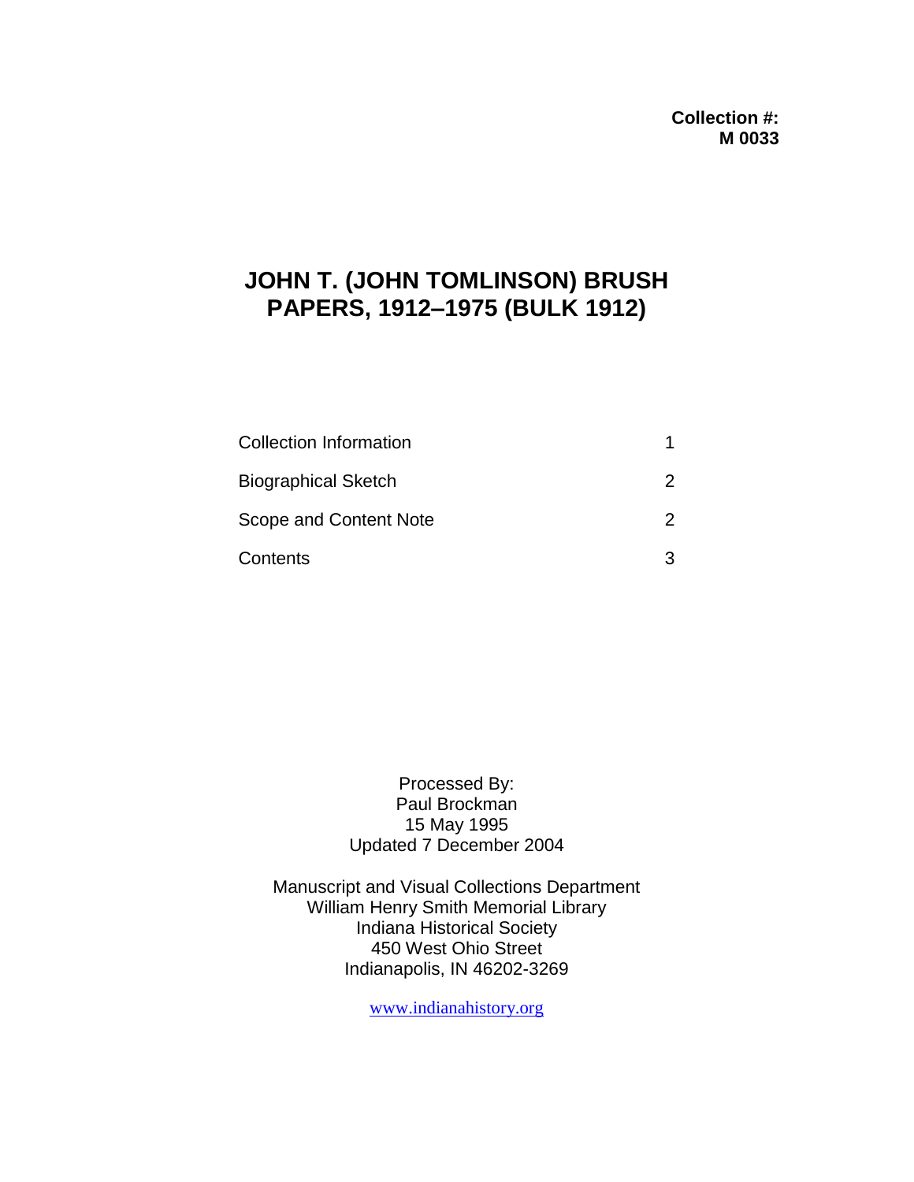**Collection #:**
**M 0033**

# JOHN T. (JOHN TOMLINSON) BRUSH PAPERS, 1912–1975 (BULK 1912)

| | |
|---|---|
| Collection Information | 1 |
| Biographical Sketch | 2 |
| Scope and Content Note | 2 |
| Contents | 3 |

Processed By:
Paul Brockman
15 May 1995
Updated 7 December 2004

Manuscript and Visual Collections Department
William Henry Smith Memorial Library
Indiana Historical Society
450 West Ohio Street
Indianapolis, IN 46202-3269

www.indianahistory.org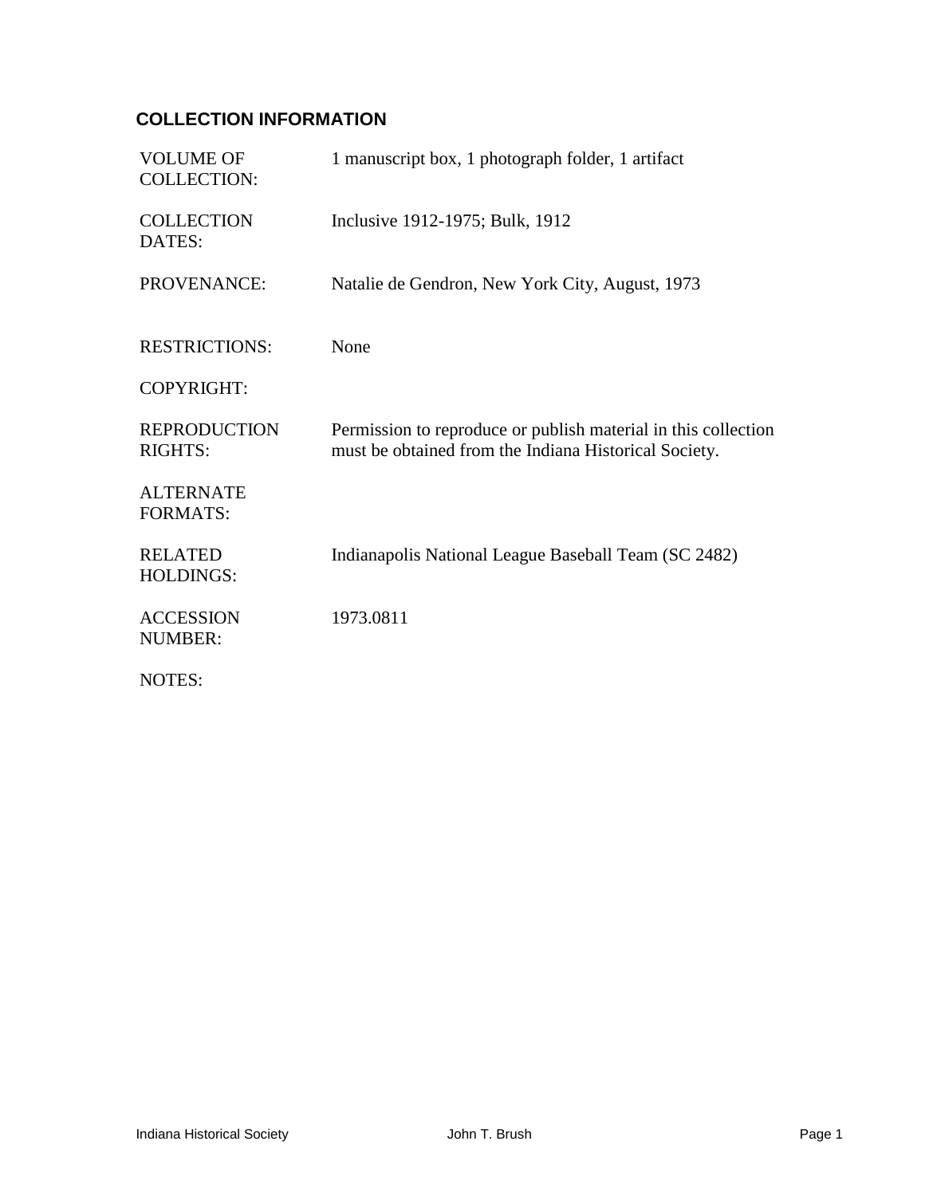## COLLECTION INFORMATION

| | |
|---|---|
| VOLUME OF COLLECTION: | 1 manuscript box, 1 photograph folder, 1 artifact |
| COLLECTION DATES: | Inclusive 1912-1975; Bulk, 1912 |
| PROVENANCE: | Natalie de Gendron, New York City, August, 1973 |
| RESTRICTIONS: | None |
| COPYRIGHT: | |
| REPRODUCTION RIGHTS: | Permission to reproduce or publish material in this collection must be obtained from the Indiana Historical Society. |
| ALTERNATE FORMATS: | |
| RELATED HOLDINGS: | Indianapolis National League Baseball Team (SC 2482) |
| ACCESSION NUMBER: | 1973.0811 |
| NOTES: | |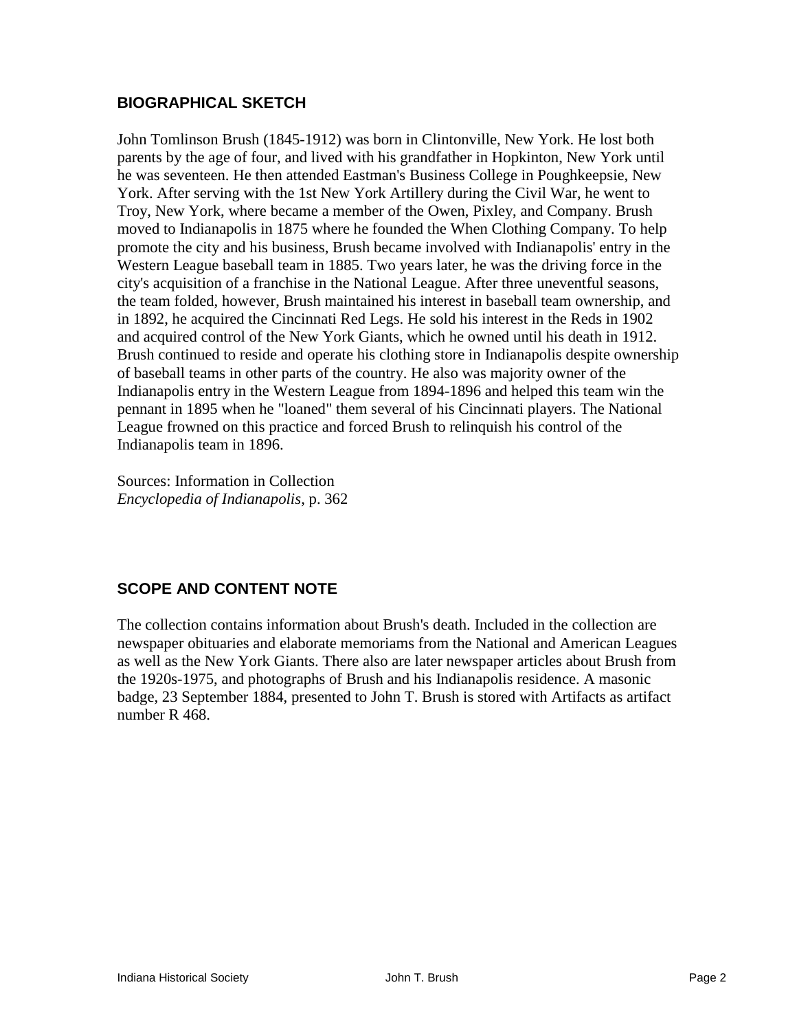## BIOGRAPHICAL SKETCH

John Tomlinson Brush (1845-1912) was born in Clintonville, New York. He lost both parents by the age of four, and lived with his grandfather in Hopkinton, New York until he was seventeen. He then attended Eastman's Business College in Poughkeepsie, New York. After serving with the 1st New York Artillery during the Civil War, he went to Troy, New York, where became a member of the Owen, Pixley, and Company. Brush moved to Indianapolis in 1875 where he founded the When Clothing Company. To help promote the city and his business, Brush became involved with Indianapolis' entry in the Western League baseball team in 1885. Two years later, he was the driving force in the city's acquisition of a franchise in the National League. After three uneventful seasons, the team folded, however, Brush maintained his interest in baseball team ownership, and in 1892, he acquired the Cincinnati Red Legs. He sold his interest in the Reds in 1902 and acquired control of the New York Giants, which he owned until his death in 1912. Brush continued to reside and operate his clothing store in Indianapolis despite ownership of baseball teams in other parts of the country. He also was majority owner of the Indianapolis entry in the Western League from 1894-1896 and helped this team win the pennant in 1895 when he "loaned" them several of his Cincinnati players. The National League frowned on this practice and forced Brush to relinquish his control of the Indianapolis team in 1896.

Sources: Information in Collection
*Encyclopedia of Indianapolis*, p. 362

## SCOPE AND CONTENT NOTE

The collection contains information about Brush's death. Included in the collection are newspaper obituaries and elaborate memoriams from the National and American Leagues as well as the New York Giants. There also are later newspaper articles about Brush from the 1920s-1975, and photographs of Brush and his Indianapolis residence. A masonic badge, 23 September 1884, presented to John T. Brush is stored with Artifacts as artifact number R 468.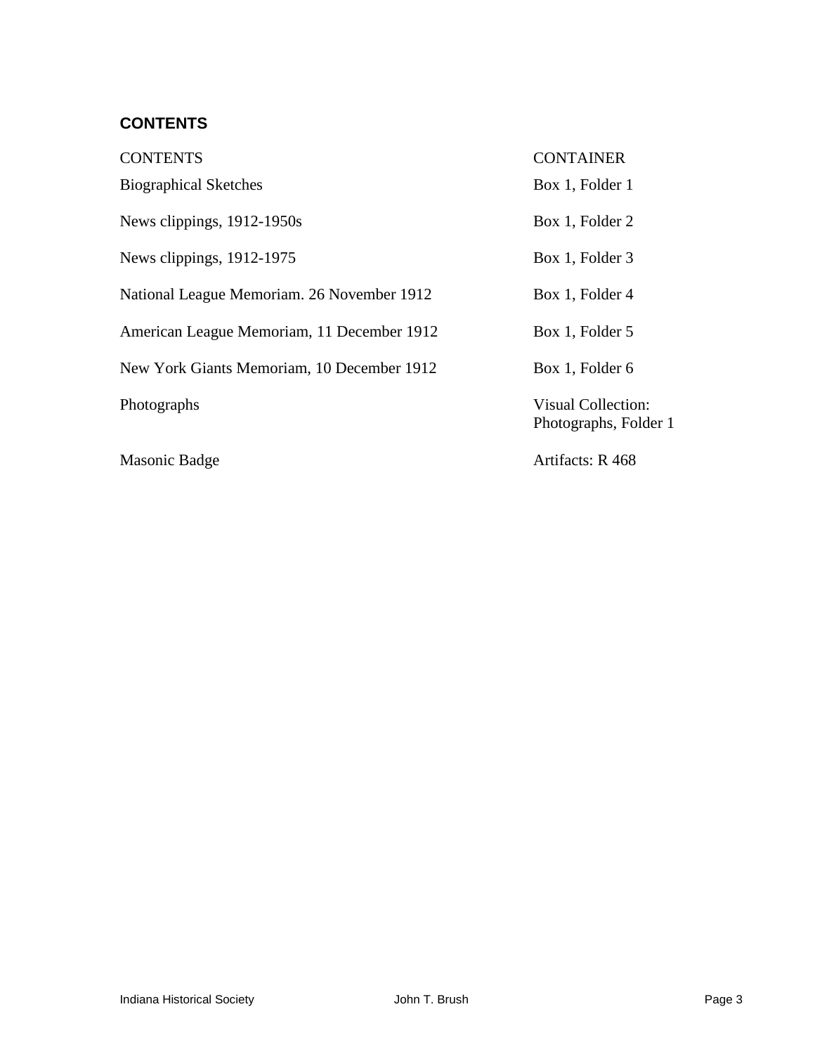## CONTENTS

| CONTENTS | CONTAINER |
|---|---|
| Biographical Sketches | Box 1, Folder 1 |
| News clippings, 1912-1950s | Box 1, Folder 2 |
| News clippings, 1912-1975 | Box 1, Folder 3 |
| National League Memoriam. 26 November 1912 | Box 1, Folder 4 |
| American League Memoriam, 11 December 1912 | Box 1, Folder 5 |
| New York Giants Memoriam, 10 December 1912 | Box 1, Folder 6 |
| Photographs | Visual Collection: Photographs, Folder 1 |
| Masonic Badge | Artifacts: R 468 |